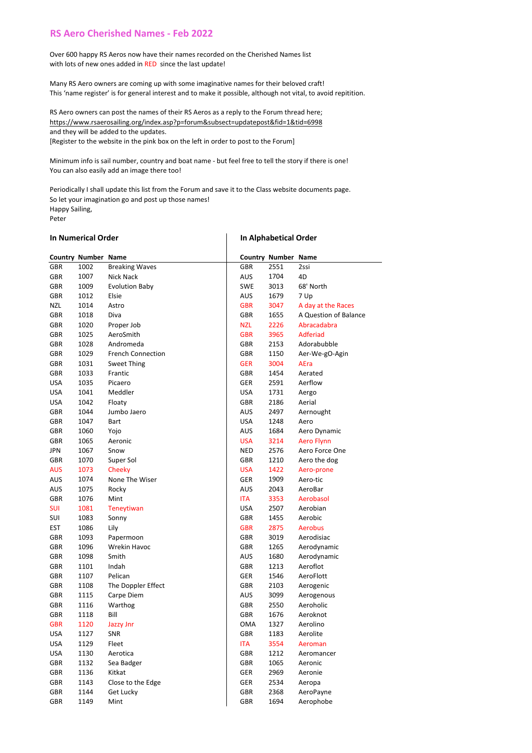# RS Aero Cherished Names - Feb 2022

Over 600 happy RS Aeros now have their names recorded on the Cherished Names list with lots of new ones added in RED since the last update!

Many RS Aero owners are coming up with some imaginative names for their beloved craft! This 'name register' is for general interest and to make it possible, although not vital, to avoid repitition.

RS Aero owners can post the names of their RS Aeros as a reply to the Forum thread here; https://www.rsaerosailing.org/index.asp?p=forum&subsect=updatepost&fid=1&tid=6998 and they will be added to the updates.
[Register to the website in the pink box on the left in order to post to the Forum]

Minimum info is sail number, country and boat name - but feel free to tell the story if there is one! You can also easily add an image there too!

Periodically I shall update this list from the Forum and save it to the Class website documents page. So let your imagination go and post up those names!
Happy Sailing,
Peter

## In Numerical Order

| Country | Number | Name |
|---|---|---|
| GBR | 1002 | Breaking Waves |
| GBR | 1007 | Nick Nack |
| GBR | 1009 | Evolution Baby |
| GBR | 1012 | Elsie |
| NZL | 1014 | Astro |
| GBR | 1018 | Diva |
| GBR | 1020 | Proper Job |
| GBR | 1025 | AeroSmith |
| GBR | 1028 | Andromeda |
| GBR | 1029 | French Connection |
| GBR | 1031 | Sweet Thing |
| GBR | 1033 | Frantic |
| USA | 1035 | Picaero |
| USA | 1041 | Meddler |
| USA | 1042 | Floaty |
| GBR | 1044 | Jumbo Jaero |
| GBR | 1047 | Bart |
| GBR | 1060 | Yojo |
| GBR | 1065 | Aeronic |
| JPN | 1067 | Snow |
| GBR | 1070 | Super Sol |
| AUS | 1073 | Cheeky |
| AUS | 1074 | None The Wiser |
| AUS | 1075 | Rocky |
| GBR | 1076 | Mint |
| SUI | 1081 | Teneytiwan |
| SUI | 1083 | Sonny |
| EST | 1086 | Lily |
| GBR | 1093 | Papermoon |
| GBR | 1096 | Wrekin Havoc |
| GBR | 1098 | Smith |
| GBR | 1101 | Indah |
| GBR | 1107 | Pelican |
| GBR | 1108 | The Doppler Effect |
| GBR | 1115 | Carpe Diem |
| GBR | 1116 | Warthog |
| GBR | 1118 | Bill |
| GBR | 1120 | Jazzy Jnr |
| USA | 1127 | SNR |
| USA | 1129 | Fleet |
| USA | 1130 | Aerotica |
| GBR | 1132 | Sea Badger |
| GBR | 1136 | Kitkat |
| GBR | 1143 | Close to the Edge |
| GBR | 1144 | Get Lucky |
| GBR | 1149 | Mint |

## In Alphabetical Order

| Country | Number | Name |
|---|---|---|
| GBR | 2551 | 2ssi |
| AUS | 1704 | 4D |
| SWE | 3013 | 68' North |
| AUS | 1679 | 7 Up |
| GBR | 3047 | A day at the Races |
| GBR | 1655 | A Question of Balance |
| NZL | 2226 | Abracadabra |
| GBR | 3965 | Adferiad |
| GBR | 2153 | Adorabubble |
| GBR | 1150 | Aer-We-gO-Agin |
| GER | 3004 | AEra |
| GBR | 1454 | Aerated |
| GER | 2591 | Aerflow |
| USA | 1731 | Aergo |
| GBR | 2186 | Aerial |
| AUS | 2497 | Aernought |
| USA | 1248 | Aero |
| AUS | 1684 | Aero Dynamic |
| USA | 3214 | Aero Flynn |
| NED | 2576 | Aero Force One |
| GBR | 1210 | Aero the dog |
| USA | 1422 | Aero-prone |
| GER | 1909 | Aero-tic |
| AUS | 2043 | AeroBar |
| ITA | 3353 | Aerobasol |
| USA | 2507 | Aerobian |
| GBR | 1455 | Aerobic |
| GBR | 2875 | Aerobus |
| GBR | 3019 | Aerodisiac |
| GBR | 1265 | Aerodynamic |
| AUS | 1680 | Aerodynamic |
| GBR | 1213 | Aeroflot |
| GER | 1546 | AeroFlott |
| GBR | 2103 | Aerogenic |
| AUS | 3099 | Aerogenous |
| GBR | 2550 | Aeroholic |
| GBR | 1676 | Aeroknot |
| OMA | 1327 | Aerolino |
| GBR | 1183 | Aerolite |
| ITA | 3554 | Aeroman |
| GBR | 1212 | Aeromancer |
| GBR | 1065 | Aeronic |
| GER | 2969 | Aeronie |
| GER | 2534 | Aeropa |
| GBR | 2368 | AeroPayne |
| GBR | 1694 | Aerophobe |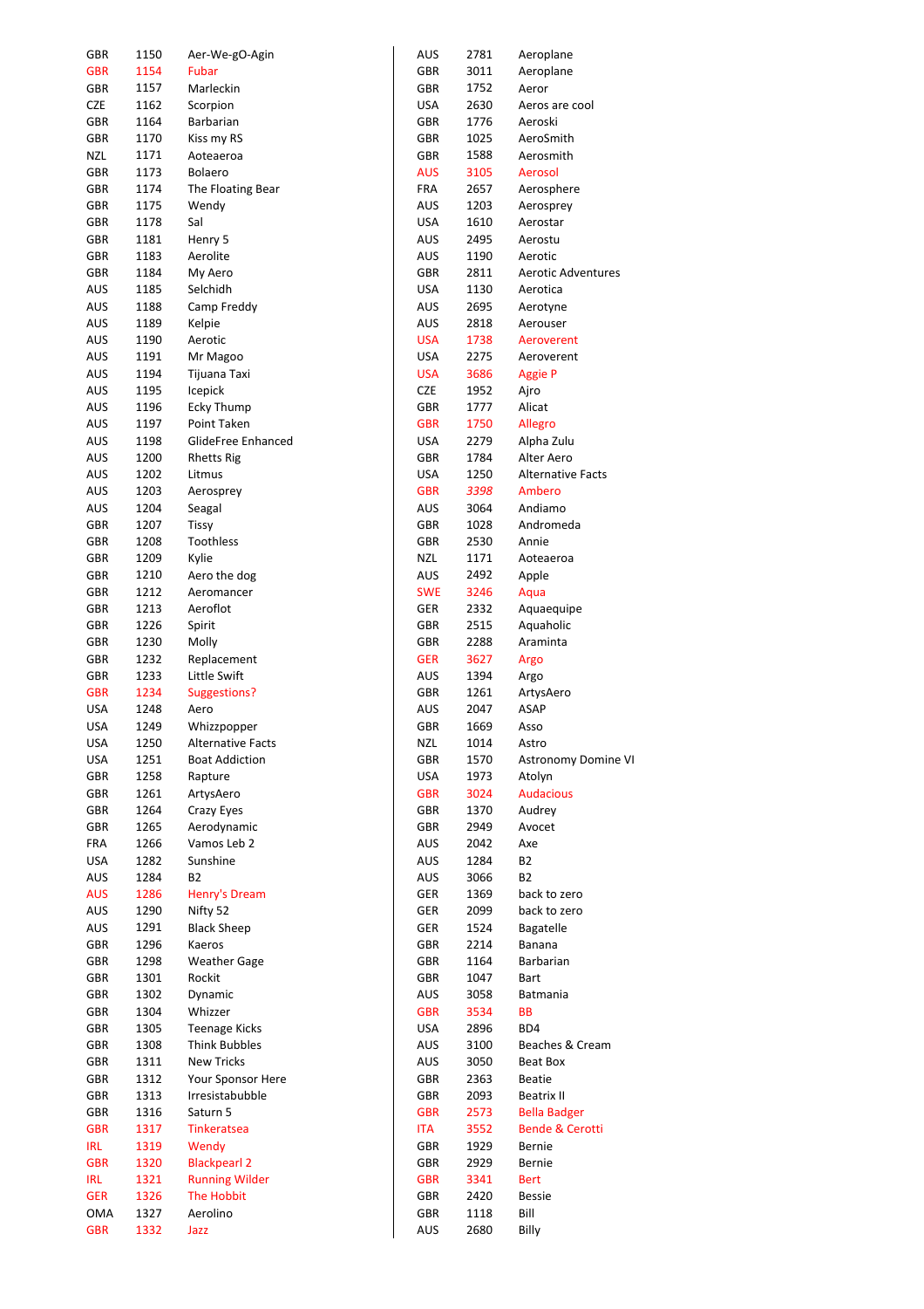| | | |
|---|---|---|
| GBR | 1150 | Aer-We-gO-Agin |
| GBR | 1154 | Fubar |
| GBR | 1157 | Marleckin |
| CZE | 1162 | Scorpion |
| GBR | 1164 | Barbarian |
| GBR | 1170 | Kiss my RS |
| NZL | 1171 | Aoteaeroa |
| GBR | 1173 | Bolaero |
| GBR | 1174 | The Floating Bear |
| GBR | 1175 | Wendy |
| GBR | 1178 | Sal |
| GBR | 1181 | Henry 5 |
| GBR | 1183 | Aerolite |
| GBR | 1184 | My Aero |
| AUS | 1185 | Selchidh |
| AUS | 1188 | Camp Freddy |
| AUS | 1189 | Kelpie |
| AUS | 1190 | Aerotic |
| AUS | 1191 | Mr Magoo |
| AUS | 1194 | Tijuana Taxi |
| AUS | 1195 | Icepick |
| AUS | 1196 | Ecky Thump |
| AUS | 1197 | Point Taken |
| AUS | 1198 | GlideFree Enhanced |
| AUS | 1200 | Rhetts Rig |
| AUS | 1202 | Litmus |
| AUS | 1203 | Aerosprey |
| AUS | 1204 | Seagal |
| GBR | 1207 | Tissy |
| GBR | 1208 | Toothless |
| GBR | 1209 | Kylie |
| GBR | 1210 | Aero the dog |
| GBR | 1212 | Aeromancer |
| GBR | 1213 | Aeroflot |
| GBR | 1226 | Spirit |
| GBR | 1230 | Molly |
| GBR | 1232 | Replacement |
| GBR | 1233 | Little Swift |
| GBR | 1234 | Suggestions? |
| USA | 1248 | Aero |
| USA | 1249 | Whizzpopper |
| USA | 1250 | Alternative Facts |
| USA | 1251 | Boat Addiction |
| GBR | 1258 | Rapture |
| GBR | 1261 | ArtysAero |
| GBR | 1264 | Crazy Eyes |
| GBR | 1265 | Aerodynamic |
| FRA | 1266 | Vamos Leb 2 |
| USA | 1282 | Sunshine |
| AUS | 1284 | B2 |
| AUS | 1286 | Henry's Dream |
| AUS | 1290 | Nifty 52 |
| AUS | 1291 | Black Sheep |
| GBR | 1296 | Kaeros |
| GBR | 1298 | Weather Gage |
| GBR | 1301 | Rockit |
| GBR | 1302 | Dynamic |
| GBR | 1304 | Whizzer |
| GBR | 1305 | Teenage Kicks |
| GBR | 1308 | Think Bubbles |
| GBR | 1311 | New Tricks |
| GBR | 1312 | Your Sponsor Here |
| GBR | 1313 | Irresistabubble |
| GBR | 1316 | Saturn 5 |
| GBR | 1317 | Tinkeratsea |
| IRL | 1319 | Wendy |
| GBR | 1320 | Blackpearl 2 |
| IRL | 1321 | Running Wilder |
| GER | 1326 | The Hobbit |
| OMA | 1327 | Aerolino |
| GBR | 1332 | Jazz |
| AUS | 2781 | Aeroplane |
| GBR | 3011 | Aeroplane |
| GBR | 1752 | Aeror |
| USA | 2630 | Aeros are cool |
| GBR | 1776 | Aeroski |
| GBR | 1025 | AeroSmith |
| GBR | 1588 | Aerosmith |
| AUS | 3105 | Aerosol |
| FRA | 2657 | Aerosphere |
| AUS | 1203 | Aerosprey |
| USA | 1610 | Aerostar |
| AUS | 2495 | Aerostu |
| AUS | 1190 | Aerotic |
| GBR | 2811 | Aerotic Adventures |
| USA | 1130 | Aerotica |
| AUS | 2695 | Aerotyne |
| AUS | 2818 | Aerouser |
| USA | 1738 | Aeroverent |
| USA | 2275 | Aeroverent |
| USA | 3686 | Aggie P |
| CZE | 1952 | Ajro |
| GBR | 1777 | Alicat |
| GBR | 1750 | Allegro |
| USA | 2279 | Alpha Zulu |
| GBR | 1784 | Alter Aero |
| USA | 1250 | Alternative Facts |
| GBR | *3398* | Ambero |
| AUS | 3064 | Andiamo |
| GBR | 1028 | Andromeda |
| GBR | 2530 | Annie |
| NZL | 1171 | Aoteaeroa |
| AUS | 2492 | Apple |
| SWE | 3246 | Aqua |
| GER | 2332 | Aquaequipe |
| GBR | 2515 | Aquaholic |
| GBR | 2288 | Araminta |
| GER | 3627 | Argo |
| AUS | 1394 | Argo |
| GBR | 1261 | ArtysAero |
| AUS | 2047 | ASAP |
| GBR | 1669 | Asso |
| NZL | 1014 | Astro |
| GBR | 1570 | Astronomy Domine VI |
| USA | 1973 | Atolyn |
| GBR | 3024 | Audacious |
| GBR | 1370 | Audrey |
| GBR | 2949 | Avocet |
| AUS | 2042 | Axe |
| AUS | 1284 | B2 |
| AUS | 3066 | B2 |
| GER | 1369 | back to zero |
| GER | 2099 | back to zero |
| GER | 1524 | Bagatelle |
| GBR | 2214 | Banana |
| GBR | 1164 | Barbarian |
| GBR | 1047 | Bart |
| AUS | 3058 | Batmania |
| GBR | 3534 | BB |
| USA | 2896 | BD4 |
| AUS | 3100 | Beaches & Cream |
| AUS | 3050 | Beat Box |
| GBR | 2363 | Beatie |
| GBR | 2093 | Beatrix II |
| GBR | 2573 | Bella Badger |
| ITA | 3552 | Bende & Cerotti |
| GBR | 1929 | Bernie |
| GBR | 2929 | Bernie |
| GBR | 3341 | Bert |
| GBR | 2420 | Bessie |
| GBR | 1118 | Bill |
| AUS | 2680 | Billy |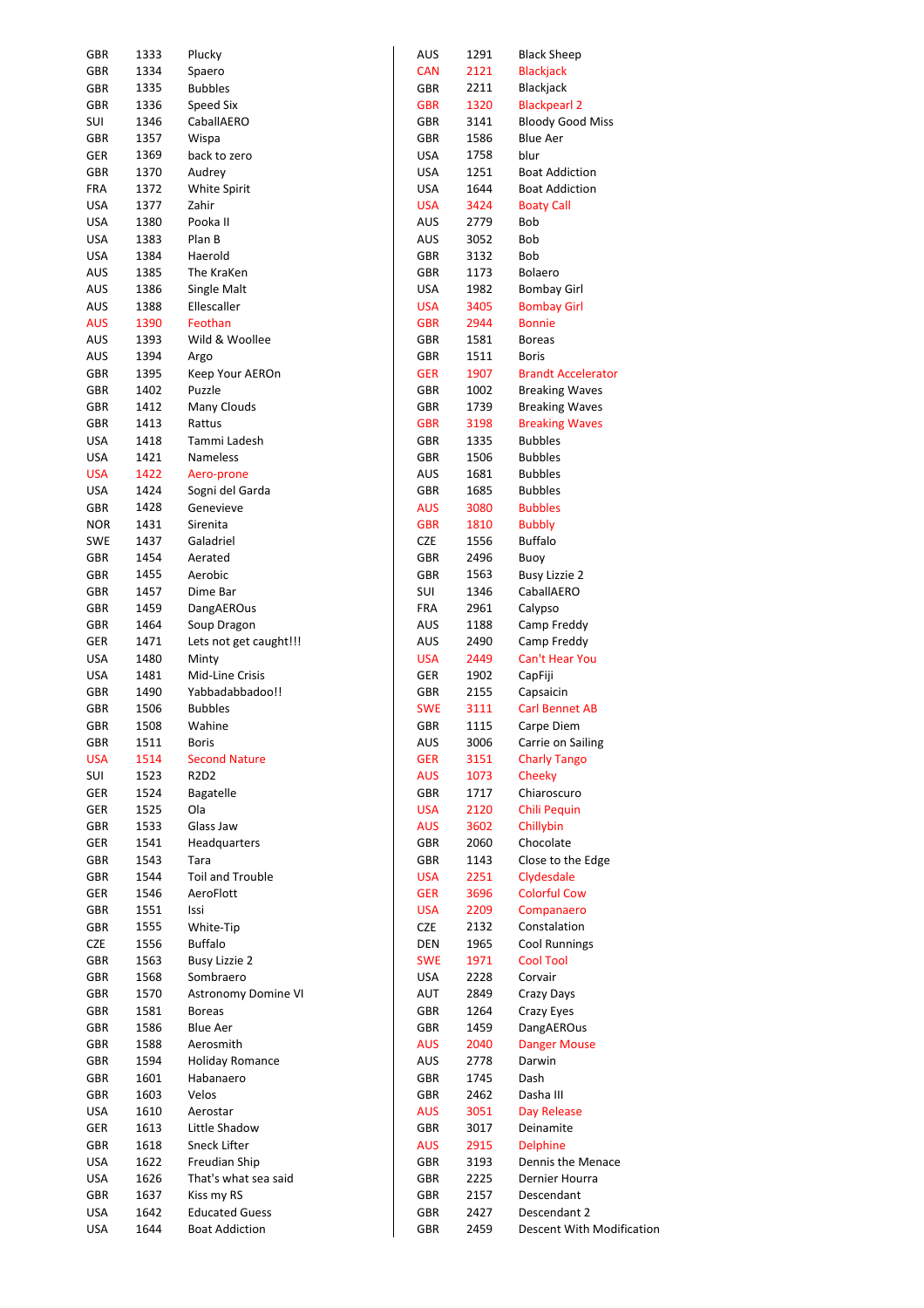| | | |
|---|---|---|
| GBR | 1333 | Plucky |
| GBR | 1334 | Spaero |
| GBR | 1335 | Bubbles |
| GBR | 1336 | Speed Six |
| SUI | 1346 | CaballAERO |
| GBR | 1357 | Wispa |
| GER | 1369 | back to zero |
| GBR | 1370 | Audrey |
| FRA | 1372 | White Spirit |
| USA | 1377 | Zahir |
| USA | 1380 | Pooka II |
| USA | 1383 | Plan B |
| USA | 1384 | Haerold |
| AUS | 1385 | The KraKen |
| AUS | 1386 | Single Malt |
| AUS | 1388 | Ellescaller |
| AUS | 1390 | Feothan |
| AUS | 1393 | Wild & Woollee |
| AUS | 1394 | Argo |
| GBR | 1395 | Keep Your AEROn |
| GBR | 1402 | Puzzle |
| GBR | 1412 | Many Clouds |
| GBR | 1413 | Rattus |
| USA | 1418 | Tammi Ladesh |
| USA | 1421 | Nameless |
| USA | 1422 | Aero-prone |
| USA | 1424 | Sogni del Garda |
| GBR | 1428 | Genevieve |
| NOR | 1431 | Sirenita |
| SWE | 1437 | Galadriel |
| GBR | 1454 | Aerated |
| GBR | 1455 | Aerobic |
| GBR | 1457 | Dime Bar |
| GBR | 1459 | DangAEROus |
| GBR | 1464 | Soup Dragon |
| GER | 1471 | Lets not get caught!!! |
| USA | 1480 | Minty |
| USA | 1481 | Mid-Line Crisis |
| GBR | 1490 | Yabbadabbadoo!! |
| GBR | 1506 | Bubbles |
| GBR | 1508 | Wahine |
| GBR | 1511 | Boris |
| USA | 1514 | Second Nature |
| SUI | 1523 | R2D2 |
| GER | 1524 | Bagatelle |
| GER | 1525 | Ola |
| GBR | 1533 | Glass Jaw |
| GER | 1541 | Headquarters |
| GBR | 1543 | Tara |
| GBR | 1544 | Toil and Trouble |
| GER | 1546 | AeroFlott |
| GBR | 1551 | Issi |
| GBR | 1555 | White-Tip |
| CZE | 1556 | Buffalo |
| GBR | 1563 | Busy Lizzie 2 |
| GBR | 1568 | Sombraero |
| GBR | 1570 | Astronomy Domine VI |
| GBR | 1581 | Boreas |
| GBR | 1586 | Blue Aer |
| GBR | 1588 | Aerosmith |
| GBR | 1594 | Holiday Romance |
| GBR | 1601 | Habanaero |
| GBR | 1603 | Velos |
| USA | 1610 | Aerostar |
| GER | 1613 | Little Shadow |
| GBR | 1618 | Sneck Lifter |
| USA | 1622 | Freudian Ship |
| USA | 1626 | That's what sea said |
| GBR | 1637 | Kiss my RS |
| USA | 1642 | Educated Guess |
| USA | 1644 | Boat Addiction |
| AUS | 1291 | Black Sheep |
| CAN | 2121 | Blackjack |
| GBR | 2211 | Blackjack |
| GBR | 1320 | Blackpearl 2 |
| GBR | 3141 | Bloody Good Miss |
| GBR | 1586 | Blue Aer |
| USA | 1758 | blur |
| USA | 1251 | Boat Addiction |
| USA | 1644 | Boat Addiction |
| USA | 3424 | Boaty Call |
| AUS | 2779 | Bob |
| AUS | 3052 | Bob |
| GBR | 3132 | Bob |
| GBR | 1173 | Bolaero |
| USA | 1982 | Bombay Girl |
| USA | 3405 | Bombay Girl |
| GBR | 2944 | Bonnie |
| GBR | 1581 | Boreas |
| GBR | 1511 | Boris |
| GER | 1907 | Brandt Accelerator |
| GBR | 1002 | Breaking Waves |
| GBR | 1739 | Breaking Waves |
| GBR | 3198 | Breaking Waves |
| GBR | 1335 | Bubbles |
| GBR | 1506 | Bubbles |
| AUS | 1681 | Bubbles |
| GBR | 1685 | Bubbles |
| AUS | 3080 | Bubbles |
| GBR | 1810 | Bubbly |
| CZE | 1556 | Buffalo |
| GBR | 2496 | Buoy |
| GBR | 1563 | Busy Lizzie 2 |
| SUI | 1346 | CaballAERO |
| FRA | 2961 | Calypso |
| AUS | 1188 | Camp Freddy |
| AUS | 2490 | Camp Freddy |
| USA | 2449 | Can't Hear You |
| GER | 1902 | CapFiji |
| GBR | 2155 | Capsaicin |
| SWE | 3111 | Carl Bennet AB |
| GBR | 1115 | Carpe Diem |
| AUS | 3006 | Carrie on Sailing |
| GER | 3151 | Charly Tango |
| AUS | 1073 | Cheeky |
| GBR | 1717 | Chiaroscuro |
| USA | 2120 | Chili Pequin |
| AUS | 3602 | Chillybin |
| GBR | 2060 | Chocolate |
| GBR | 1143 | Close to the Edge |
| USA | 2251 | Clydesdale |
| GER | 3696 | Colorful Cow |
| USA | 2209 | Companaero |
| CZE | 2132 | Constalation |
| DEN | 1965 | Cool Runnings |
| SWE | 1971 | Cool Tool |
| USA | 2228 | Corvair |
| AUT | 2849 | Crazy Days |
| GBR | 1264 | Crazy Eyes |
| GBR | 1459 | DangAEROus |
| AUS | 2040 | Danger Mouse |
| AUS | 2778 | Darwin |
| GBR | 1745 | Dash |
| GBR | 2462 | Dasha III |
| AUS | 3051 | Day Release |
| GBR | 3017 | Deinamite |
| AUS | 2915 | Delphine |
| GBR | 3193 | Dennis the Menace |
| GBR | 2225 | Dernier Hourra |
| GBR | 2157 | Descendant |
| GBR | 2427 | Descendant 2 |
| GBR | 2459 | Descent With Modification |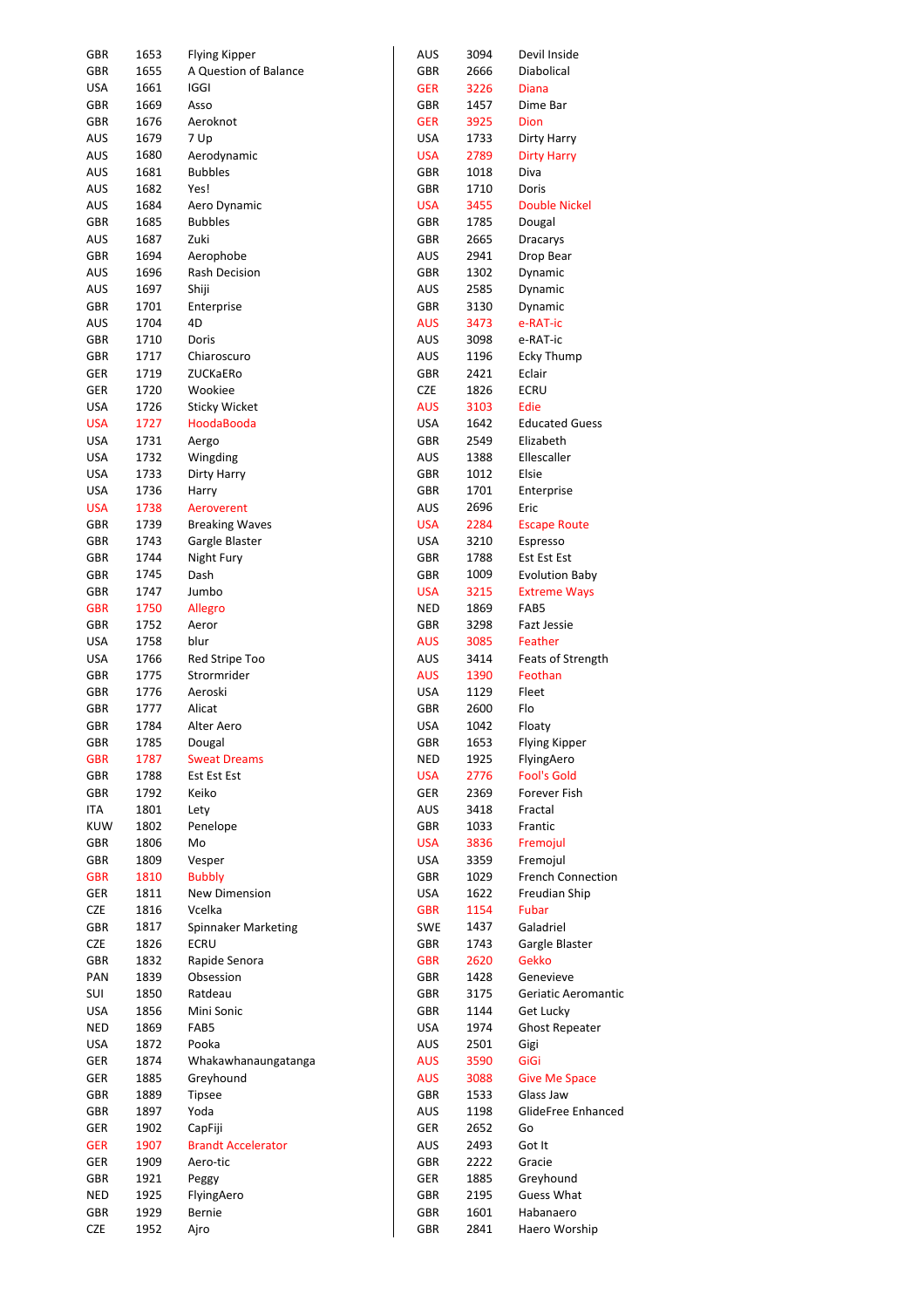| | | |
|---|---|---|
| GBR | 1653 | Flying Kipper |
| GBR | 1655 | A Question of Balance |
| USA | 1661 | IGGI |
| GBR | 1669 | Asso |
| GBR | 1676 | Aeroknot |
| AUS | 1679 | 7 Up |
| AUS | 1680 | Aerodynamic |
| AUS | 1681 | Bubbles |
| AUS | 1682 | Yes! |
| AUS | 1684 | Aero Dynamic |
| GBR | 1685 | Bubbles |
| AUS | 1687 | Zuki |
| GBR | 1694 | Aerophobe |
| AUS | 1696 | Rash Decision |
| AUS | 1697 | Shiji |
| GBR | 1701 | Enterprise |
| AUS | 1704 | 4D |
| GBR | 1710 | Doris |
| GBR | 1717 | Chiaroscuro |
| GER | 1719 | ZUCKaERo |
| GER | 1720 | Wookiee |
| USA | 1726 | Sticky Wicket |
| USA | 1727 | HoodaBooda |
| USA | 1731 | Aergo |
| USA | 1732 | Wingding |
| USA | 1733 | Dirty Harry |
| USA | 1736 | Harry |
| USA | 1738 | Aeroverent |
| GBR | 1739 | Breaking Waves |
| GBR | 1743 | Gargle Blaster |
| GBR | 1744 | Night Fury |
| GBR | 1745 | Dash |
| GBR | 1747 | Jumbo |
| GBR | 1750 | Allegro |
| GBR | 1752 | Aeror |
| USA | 1758 | blur |
| USA | 1766 | Red Stripe Too |
| GBR | 1775 | Strormrider |
| GBR | 1776 | Aeroski |
| GBR | 1777 | Alicat |
| GBR | 1784 | Alter Aero |
| GBR | 1785 | Dougal |
| GBR | 1787 | Sweat Dreams |
| GBR | 1788 | Est Est Est |
| GBR | 1792 | Keiko |
| ITA | 1801 | Lety |
| KUW | 1802 | Penelope |
| GBR | 1806 | Mo |
| GBR | 1809 | Vesper |
| GBR | 1810 | Bubbly |
| GER | 1811 | New Dimension |
| CZE | 1816 | Vcelka |
| GBR | 1817 | Spinnaker Marketing |
| CZE | 1826 | ECRU |
| GBR | 1832 | Rapide Senora |
| PAN | 1839 | Obsession |
| SUI | 1850 | Ratdeau |
| USA | 1856 | Mini Sonic |
| NED | 1869 | FAB5 |
| USA | 1872 | Pooka |
| GER | 1874 | Whakawhanaungatanga |
| GER | 1885 | Greyhound |
| GBR | 1889 | Tipsee |
| GBR | 1897 | Yoda |
| GER | 1902 | CapFiji |
| GER | 1907 | Brandt Accelerator |
| GER | 1909 | Aero-tic |
| GBR | 1921 | Peggy |
| NED | 1925 | FlyingAero |
| GBR | 1929 | Bernie |
| CZE | 1952 | Ajro |
| AUS | 3094 | Devil Inside |
| GBR | 2666 | Diabolical |
| GER | 3226 | Diana |
| GBR | 1457 | Dime Bar |
| GER | 3925 | Dion |
| USA | 1733 | Dirty Harry |
| USA | 2789 | Dirty Harry |
| GBR | 1018 | Diva |
| GBR | 1710 | Doris |
| USA | 3455 | Double Nickel |
| GBR | 1785 | Dougal |
| GBR | 2665 | Dracarys |
| AUS | 2941 | Drop Bear |
| GBR | 1302 | Dynamic |
| AUS | 2585 | Dynamic |
| GBR | 3130 | Dynamic |
| AUS | 3473 | e-RAT-ic |
| AUS | 3098 | e-RAT-ic |
| AUS | 1196 | Ecky Thump |
| GBR | 2421 | Eclair |
| CZE | 1826 | ECRU |
| AUS | 3103 | Edie |
| USA | 1642 | Educated Guess |
| GBR | 2549 | Elizabeth |
| AUS | 1388 | Ellescaller |
| GBR | 1012 | Elsie |
| GBR | 1701 | Enterprise |
| AUS | 2696 | Eric |
| USA | 2284 | Escape Route |
| USA | 3210 | Espresso |
| GBR | 1788 | Est Est Est |
| GBR | 1009 | Evolution Baby |
| USA | 3215 | Extreme Ways |
| NED | 1869 | FAB5 |
| GBR | 3298 | Fazt Jessie |
| AUS | 3085 | Feather |
| AUS | 3414 | Feats of Strength |
| AUS | 1390 | Feothan |
| USA | 1129 | Fleet |
| GBR | 2600 | Flo |
| USA | 1042 | Floaty |
| GBR | 1653 | Flying Kipper |
| NED | 1925 | FlyingAero |
| USA | 2776 | Fool's Gold |
| GER | 2369 | Forever Fish |
| AUS | 3418 | Fractal |
| GBR | 1033 | Frantic |
| USA | 3836 | Fremojul |
| USA | 3359 | Fremojul |
| GBR | 1029 | French Connection |
| USA | 1622 | Freudian Ship |
| GBR | 1154 | Fubar |
| SWE | 1437 | Galadriel |
| GBR | 1743 | Gargle Blaster |
| GBR | 2620 | Gekko |
| GBR | 1428 | Genevieve |
| GBR | 3175 | Geriatic Aeromantic |
| GBR | 1144 | Get Lucky |
| USA | 1974 | Ghost Repeater |
| AUS | 2501 | Gigi |
| AUS | 3590 | GiGi |
| AUS | 3088 | Give Me Space |
| GBR | 1533 | Glass Jaw |
| AUS | 1198 | GlideFree Enhanced |
| GER | 2652 | Go |
| AUS | 2493 | Got It |
| GBR | 2222 | Gracie |
| GER | 1885 | Greyhound |
| GBR | 2195 | Guess What |
| GBR | 1601 | Habanaero |
| GBR | 2841 | Haero Worship |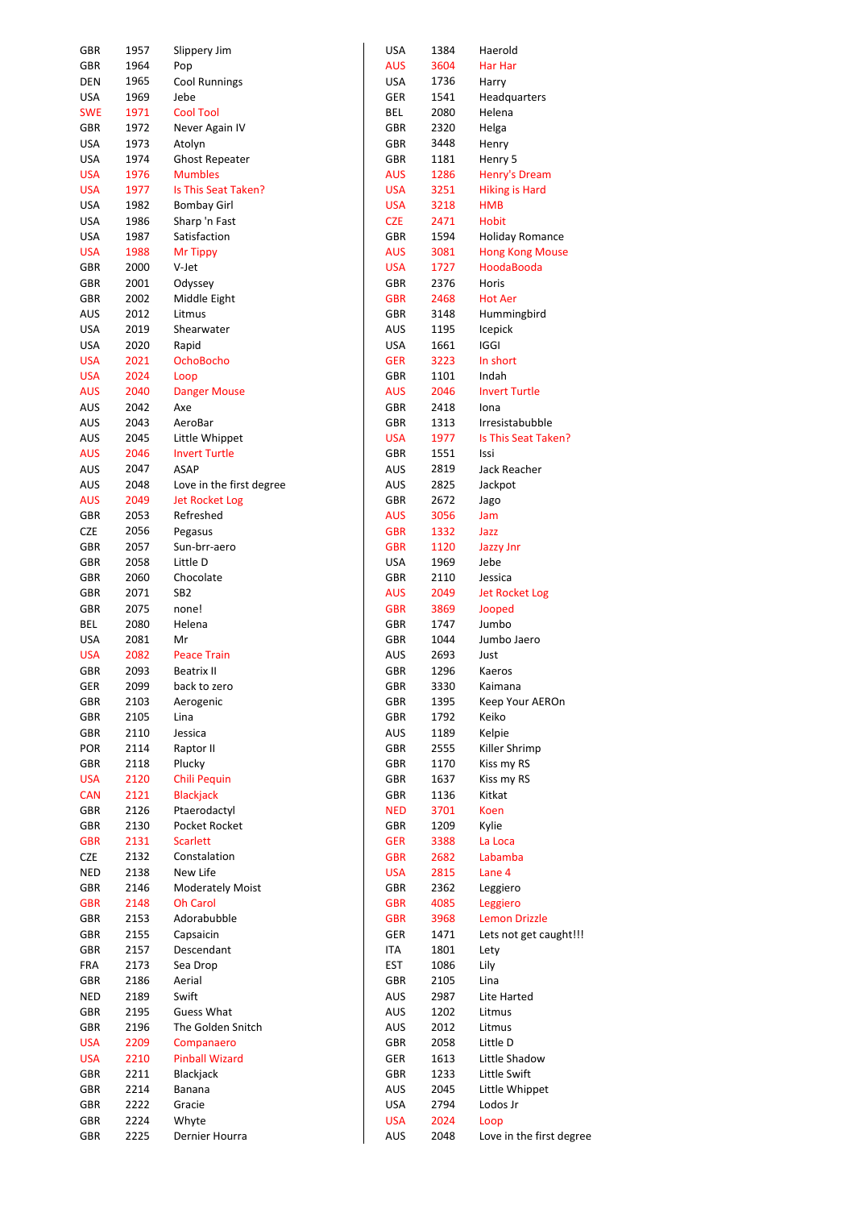| | | |
|---|---|---|
| GBR | 1957 | Slippery Jim |
| GBR | 1964 | Pop |
| DEN | 1965 | Cool Runnings |
| USA | 1969 | Jebe |
| SWE | 1971 | Cool Tool |
| GBR | 1972 | Never Again IV |
| USA | 1973 | Atolyn |
| USA | 1974 | Ghost Repeater |
| USA | 1976 | Mumbles |
| USA | 1977 | Is This Seat Taken? |
| USA | 1982 | Bombay Girl |
| USA | 1986 | Sharp 'n Fast |
| USA | 1987 | Satisfaction |
| USA | 1988 | Mr Tippy |
| GBR | 2000 | V-Jet |
| GBR | 2001 | Odyssey |
| GBR | 2002 | Middle Eight |
| AUS | 2012 | Litmus |
| USA | 2019 | Shearwater |
| USA | 2020 | Rapid |
| USA | 2021 | OchoBocho |
| USA | 2024 | Loop |
| AUS | 2040 | Danger Mouse |
| AUS | 2042 | Axe |
| AUS | 2043 | AeroBar |
| AUS | 2045 | Little Whippet |
| AUS | 2046 | Invert Turtle |
| AUS | 2047 | ASAP |
| AUS | 2048 | Love in the first degree |
| AUS | 2049 | Jet Rocket Log |
| GBR | 2053 | Refreshed |
| CZE | 2056 | Pegasus |
| GBR | 2057 | Sun-brr-aero |
| GBR | 2058 | Little D |
| GBR | 2060 | Chocolate |
| GBR | 2071 | SB2 |
| GBR | 2075 | none! |
| BEL | 2080 | Helena |
| USA | 2081 | Mr |
| USA | 2082 | Peace Train |
| GBR | 2093 | Beatrix II |
| GER | 2099 | back to zero |
| GBR | 2103 | Aerogenic |
| GBR | 2105 | Lina |
| GBR | 2110 | Jessica |
| POR | 2114 | Raptor II |
| GBR | 2118 | Plucky |
| USA | 2120 | Chili Pequin |
| CAN | 2121 | Blackjack |
| GBR | 2126 | Ptaerodactyl |
| GBR | 2130 | Pocket Rocket |
| GBR | 2131 | Scarlett |
| CZE | 2132 | Constalation |
| NED | 2138 | New Life |
| GBR | 2146 | Moderately Moist |
| GBR | 2148 | Oh Carol |
| GBR | 2153 | Adorabubble |
| GBR | 2155 | Capsaicin |
| GBR | 2157 | Descendant |
| FRA | 2173 | Sea Drop |
| GBR | 2186 | Aerial |
| NED | 2189 | Swift |
| GBR | 2195 | Guess What |
| GBR | 2196 | The Golden Snitch |
| USA | 2209 | Companaero |
| USA | 2210 | Pinball Wizard |
| GBR | 2211 | Blackjack |
| GBR | 2214 | Banana |
| GBR | 2222 | Gracie |
| GBR | 2224 | Whyte |
| GBR | 2225 | Dernier Hourra |

| | | |
|---|---|---|
| USA | 1384 | Haerold |
| AUS | 3604 | Har Har |
| USA | 1736 | Harry |
| GER | 1541 | Headquarters |
| BEL | 2080 | Helena |
| GBR | 2320 | Helga |
| GBR | 3448 | Henry |
| GBR | 1181 | Henry 5 |
| AUS | 1286 | Henry's Dream |
| USA | 3251 | Hiking is Hard |
| USA | 3218 | HMB |
| CZE | 2471 | Hobit |
| GBR | 1594 | Holiday Romance |
| AUS | 3081 | Hong Kong Mouse |
| USA | 1727 | HoodaBooda |
| GBR | 2376 | Horis |
| GBR | 2468 | Hot Aer |
| GBR | 3148 | Hummingbird |
| AUS | 1195 | Icepick |
| USA | 1661 | IGGI |
| GER | 3223 | In short |
| GBR | 1101 | Indah |
| AUS | 2046 | Invert Turtle |
| GBR | 2418 | Iona |
| GBR | 1313 | Irresistabubble |
| USA | 1977 | Is This Seat Taken? |
| GBR | 1551 | Issi |
| AUS | 2819 | Jack Reacher |
| AUS | 2825 | Jackpot |
| GBR | 2672 | Jago |
| AUS | 3056 | Jam |
| GBR | 1332 | Jazz |
| GBR | 1120 | Jazzy Jnr |
| USA | 1969 | Jebe |
| GBR | 2110 | Jessica |
| AUS | 2049 | Jet Rocket Log |
| GBR | 3869 | Jooped |
| GBR | 1747 | Jumbo |
| GBR | 1044 | Jumbo Jaero |
| AUS | 2693 | Just |
| GBR | 1296 | Kaeros |
| GBR | 3330 | Kaimana |
| GBR | 1395 | Keep Your AEROn |
| GBR | 1792 | Keiko |
| AUS | 1189 | Kelpie |
| GBR | 2555 | Killer Shrimp |
| GBR | 1170 | Kiss my RS |
| GBR | 1637 | Kiss my RS |
| GBR | 1136 | Kitkat |
| NED | 3701 | Koen |
| GBR | 1209 | Kylie |
| GER | 3388 | La Loca |
| GBR | 2682 | Labamba |
| USA | 2815 | Lane 4 |
| GBR | 2362 | Leggiero |
| GBR | 4085 | Leggiero |
| GBR | 3968 | Lemon Drizzle |
| GER | 1471 | Lets not get caught!!! |
| ITA | 1801 | Lety |
| EST | 1086 | Lily |
| GBR | 2105 | Lina |
| AUS | 2987 | Lite Harted |
| AUS | 1202 | Litmus |
| AUS | 2012 | Litmus |
| GBR | 2058 | Little D |
| GER | 1613 | Little Shadow |
| GBR | 1233 | Little Swift |
| AUS | 2045 | Little Whippet |
| USA | 2794 | Lodos Jr |
| USA | 2024 | Loop |
| AUS | 2048 | Love in the first degree |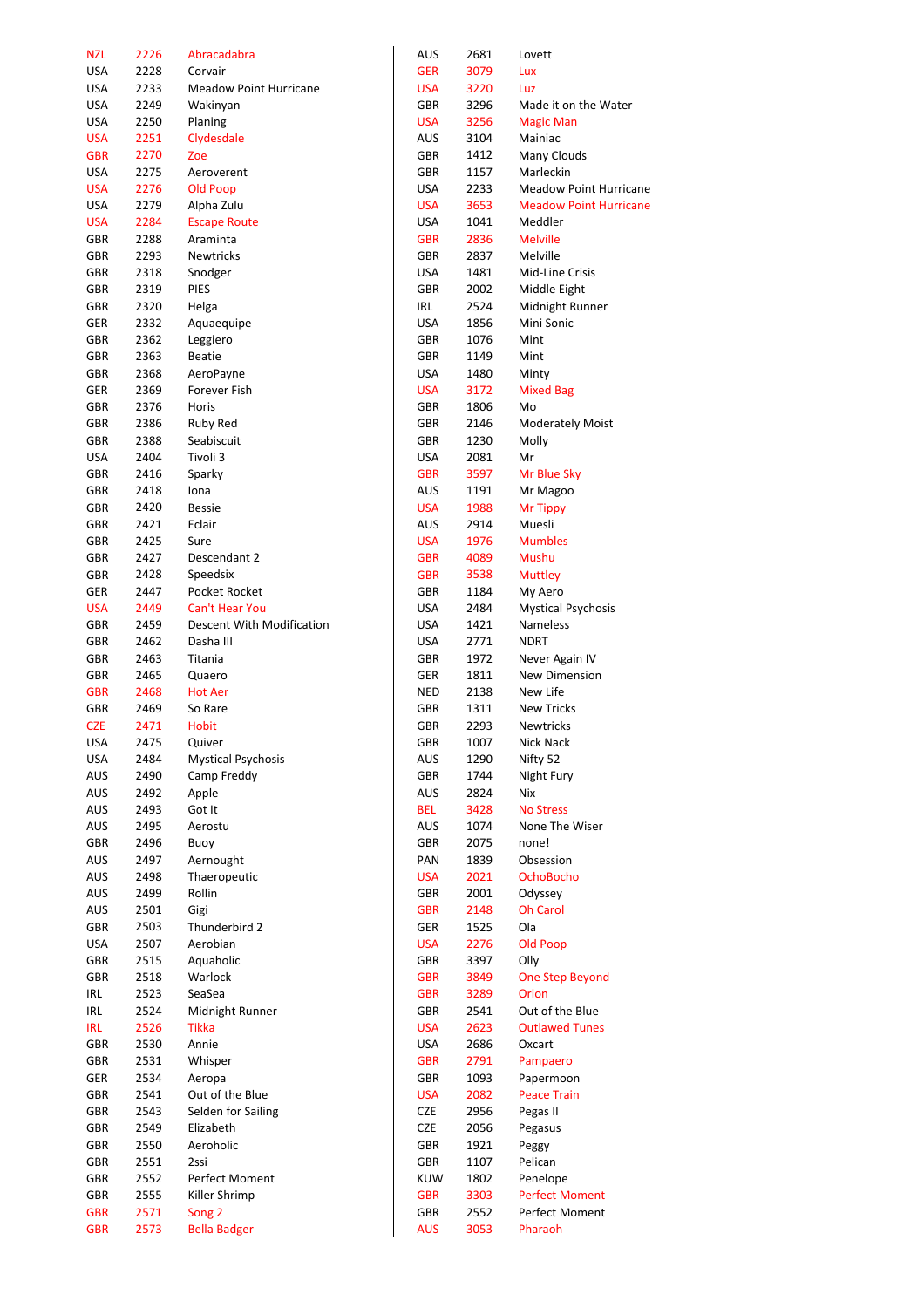| | | |
|---|---|---|
| NZL | 2226 | Abracadabra |
| USA | 2228 | Corvair |
| USA | 2233 | Meadow Point Hurricane |
| USA | 2249 | Wakinyan |
| USA | 2250 | Planing |
| USA | 2251 | Clydesdale |
| GBR | 2270 | Zoe |
| USA | 2275 | Aeroverent |
| USA | 2276 | Old Poop |
| USA | 2279 | Alpha Zulu |
| USA | 2284 | Escape Route |
| GBR | 2288 | Araminta |
| GBR | 2293 | Newtricks |
| GBR | 2318 | Snodger |
| GBR | 2319 | PIES |
| GBR | 2320 | Helga |
| GER | 2332 | Aquaequipe |
| GBR | 2362 | Leggiero |
| GBR | 2363 | Beatie |
| GBR | 2368 | AeroPayne |
| GER | 2369 | Forever Fish |
| GBR | 2376 | Horis |
| GBR | 2386 | Ruby Red |
| GBR | 2388 | Seabiscuit |
| USA | 2404 | Tivoli 3 |
| GBR | 2416 | Sparky |
| GBR | 2418 | Iona |
| GBR | 2420 | Bessie |
| GBR | 2421 | Eclair |
| GBR | 2425 | Sure |
| GBR | 2427 | Descendant 2 |
| GBR | 2428 | Speedsix |
| GER | 2447 | Pocket Rocket |
| USA | 2449 | Can't Hear You |
| GBR | 2459 | Descent With Modification |
| GBR | 2462 | Dasha III |
| GBR | 2463 | Titania |
| GBR | 2465 | Quaero |
| GBR | 2468 | Hot Aer |
| GBR | 2469 | So Rare |
| CZE | 2471 | Hobit |
| USA | 2475 | Quiver |
| USA | 2484 | Mystical Psychosis |
| AUS | 2490 | Camp Freddy |
| AUS | 2492 | Apple |
| AUS | 2493 | Got It |
| AUS | 2495 | Aerostu |
| GBR | 2496 | Buoy |
| AUS | 2497 | Aernought |
| AUS | 2498 | Thaeropeutic |
| AUS | 2499 | Rollin |
| AUS | 2501 | Gigi |
| GBR | 2503 | Thunderbird 2 |
| USA | 2507 | Aerobian |
| GBR | 2515 | Aquaholic |
| GBR | 2518 | Warlock |
| IRL | 2523 | SeaSea |
| IRL | 2524 | Midnight Runner |
| IRL | 2526 | Tikka |
| GBR | 2530 | Annie |
| GBR | 2531 | Whisper |
| GER | 2534 | Aeropa |
| GBR | 2541 | Out of the Blue |
| GBR | 2543 | Selden for Sailing |
| GBR | 2549 | Elizabeth |
| GBR | 2550 | Aeroholic |
| GBR | 2551 | 2ssi |
| GBR | 2552 | Perfect Moment |
| GBR | 2555 | Killer Shrimp |
| GBR | 2571 | Song 2 |
| GBR | 2573 | Bella Badger |
| AUS | 2681 | Lovett |
| GER | 3079 | Lux |
| USA | 3220 | Luz |
| GBR | 3296 | Made it on the Water |
| USA | 3256 | Magic Man |
| AUS | 3104 | Mainiac |
| GBR | 1412 | Many Clouds |
| GBR | 1157 | Marleckin |
| USA | 2233 | Meadow Point Hurricane |
| USA | 3653 | Meadow Point Hurricane |
| USA | 1041 | Meddler |
| GBR | 2836 | Melville |
| GBR | 2837 | Melville |
| USA | 1481 | Mid-Line Crisis |
| GBR | 2002 | Middle Eight |
| IRL | 2524 | Midnight Runner |
| USA | 1856 | Mini Sonic |
| GBR | 1076 | Mint |
| GBR | 1149 | Mint |
| USA | 1480 | Minty |
| USA | 3172 | Mixed Bag |
| GBR | 1806 | Mo |
| GBR | 2146 | Moderately Moist |
| GBR | 1230 | Molly |
| USA | 2081 | Mr |
| GBR | 3597 | Mr Blue Sky |
| AUS | 1191 | Mr Magoo |
| USA | 1988 | Mr Tippy |
| AUS | 2914 | Muesli |
| USA | 1976 | Mumbles |
| GBR | 4089 | Mushu |
| GBR | 3538 | Muttley |
| GBR | 1184 | My Aero |
| USA | 2484 | Mystical Psychosis |
| USA | 1421 | Nameless |
| USA | 2771 | NDRT |
| GBR | 1972 | Never Again IV |
| GER | 1811 | New Dimension |
| NED | 2138 | New Life |
| GBR | 1311 | New Tricks |
| GBR | 2293 | Newtricks |
| GBR | 1007 | Nick Nack |
| AUS | 1290 | Nifty 52 |
| GBR | 1744 | Night Fury |
| AUS | 2824 | Nix |
| BEL | 3428 | No Stress |
| AUS | 1074 | None The Wiser |
| GBR | 2075 | none! |
| PAN | 1839 | Obsession |
| USA | 2021 | OchoBocho |
| GBR | 2001 | Odyssey |
| GBR | 2148 | Oh Carol |
| GER | 1525 | Ola |
| USA | 2276 | Old Poop |
| GBR | 3397 | Olly |
| GBR | 3849 | One Step Beyond |
| GBR | 3289 | Orion |
| GBR | 2541 | Out of the Blue |
| USA | 2623 | Outlawed Tunes |
| USA | 2686 | Oxcart |
| GBR | 2791 | Pampaero |
| GBR | 1093 | Papermoon |
| USA | 2082 | Peace Train |
| CZE | 2956 | Pegas II |
| CZE | 2056 | Pegasus |
| GBR | 1921 | Peggy |
| GBR | 1107 | Pelican |
| KUW | 1802 | Penelope |
| GBR | 3303 | Perfect Moment |
| GBR | 2552 | Perfect Moment |
| AUS | 3053 | Pharaoh |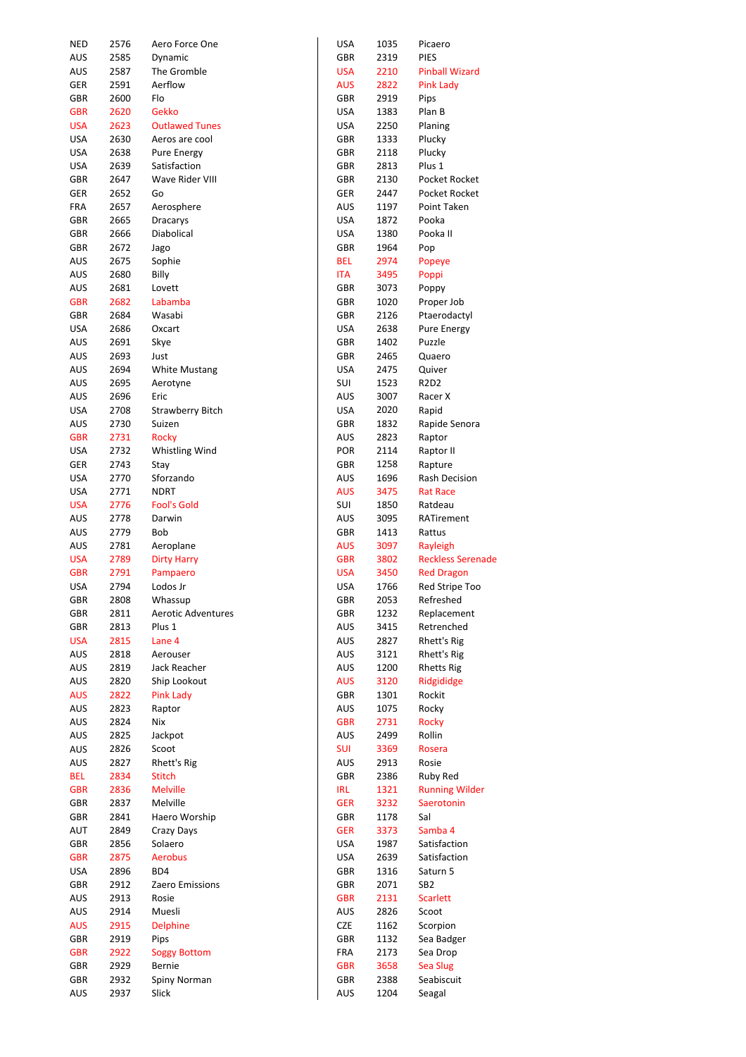| | | |
|---|---|---|
| NED | 2576 | Aero Force One |
| AUS | 2585 | Dynamic |
| AUS | 2587 | The Gromble |
| GER | 2591 | Aerflow |
| GBR | 2600 | Flo |
| GBR | 2620 | Gekko |
| USA | 2623 | Outlawed Tunes |
| USA | 2630 | Aeros are cool |
| USA | 2638 | Pure Energy |
| USA | 2639 | Satisfaction |
| GBR | 2647 | Wave Rider VIII |
| GER | 2652 | Go |
| FRA | 2657 | Aerosphere |
| GBR | 2665 | Dracarys |
| GBR | 2666 | Diabolical |
| GBR | 2672 | Jago |
| AUS | 2675 | Sophie |
| AUS | 2680 | Billy |
| AUS | 2681 | Lovett |
| GBR | 2682 | Labamba |
| GBR | 2684 | Wasabi |
| USA | 2686 | Oxcart |
| AUS | 2691 | Skye |
| AUS | 2693 | Just |
| AUS | 2694 | White Mustang |
| AUS | 2695 | Aerotyne |
| AUS | 2696 | Eric |
| USA | 2708 | Strawberry Bitch |
| AUS | 2730 | Suizen |
| GBR | 2731 | Rocky |
| USA | 2732 | Whistling Wind |
| GER | 2743 | Stay |
| USA | 2770 | Sforzando |
| USA | 2771 | NDRT |
| USA | 2776 | Fool's Gold |
| AUS | 2778 | Darwin |
| AUS | 2779 | Bob |
| AUS | 2781 | Aeroplane |
| USA | 2789 | Dirty Harry |
| GBR | 2791 | Pampaero |
| USA | 2794 | Lodos Jr |
| GBR | 2808 | Whassup |
| GBR | 2811 | Aerotic Adventures |
| GBR | 2813 | Plus 1 |
| USA | 2815 | Lane 4 |
| AUS | 2818 | Aerouser |
| AUS | 2819 | Jack Reacher |
| AUS | 2820 | Ship Lookout |
| AUS | 2822 | Pink Lady |
| AUS | 2823 | Raptor |
| AUS | 2824 | Nix |
| AUS | 2825 | Jackpot |
| AUS | 2826 | Scoot |
| AUS | 2827 | Rhett's Rig |
| BEL | 2834 | Stitch |
| GBR | 2836 | Melville |
| GBR | 2837 | Melville |
| GBR | 2841 | Haero Worship |
| AUT | 2849 | Crazy Days |
| GBR | 2856 | Solaero |
| GBR | 2875 | Aerobus |
| USA | 2896 | BD4 |
| GBR | 2912 | Zaero Emissions |
| AUS | 2913 | Rosie |
| AUS | 2914 | Muesli |
| AUS | 2915 | Delphine |
| GBR | 2919 | Pips |
| GBR | 2922 | Soggy Bottom |
| GBR | 2929 | Bernie |
| GBR | 2932 | Spiny Norman |
| AUS | 2937 | Slick |
| USA | 1035 | Picaero |
| GBR | 2319 | PIES |
| USA | 2210 | Pinball Wizard |
| AUS | 2822 | Pink Lady |
| GBR | 2919 | Pips |
| USA | 1383 | Plan B |
| USA | 2250 | Planing |
| GBR | 1333 | Plucky |
| GBR | 2118 | Plucky |
| GBR | 2813 | Plus 1 |
| GBR | 2130 | Pocket Rocket |
| GER | 2447 | Pocket Rocket |
| AUS | 1197 | Point Taken |
| USA | 1872 | Pooka |
| USA | 1380 | Pooka II |
| GBR | 1964 | Pop |
| BEL | 2974 | Popeye |
| ITA | 3495 | Poppi |
| GBR | 3073 | Poppy |
| GBR | 1020 | Proper Job |
| GBR | 2126 | Ptaerodactyl |
| USA | 2638 | Pure Energy |
| GBR | 1402 | Puzzle |
| GBR | 2465 | Quaero |
| USA | 2475 | Quiver |
| SUI | 1523 | R2D2 |
| AUS | 3007 | Racer X |
| USA | 2020 | Rapid |
| GBR | 1832 | Rapide Senora |
| AUS | 2823 | Raptor |
| POR | 2114 | Raptor II |
| GBR | 1258 | Rapture |
| AUS | 1696 | Rash Decision |
| AUS | 3475 | Rat Race |
| SUI | 1850 | Ratdeau |
| AUS | 3095 | RATirement |
| GBR | 1413 | Rattus |
| AUS | 3097 | Rayleigh |
| GBR | 3802 | Reckless Serenade |
| USA | 3450 | Red Dragon |
| USA | 1766 | Red Stripe Too |
| GBR | 2053 | Refreshed |
| GBR | 1232 | Replacement |
| AUS | 3415 | Retrenched |
| AUS | 2827 | Rhett's Rig |
| AUS | 3121 | Rhett's Rig |
| AUS | 1200 | Rhetts Rig |
| AUS | 3120 | Ridgididge |
| GBR | 1301 | Rockit |
| AUS | 1075 | Rocky |
| GBR | 2731 | Rocky |
| AUS | 2499 | Rollin |
| SUI | 3369 | Rosera |
| AUS | 2913 | Rosie |
| GBR | 2386 | Ruby Red |
| IRL | 1321 | Running Wilder |
| GER | 3232 | Saerotonin |
| GBR | 1178 | Sal |
| GER | 3373 | Samba 4 |
| USA | 1987 | Satisfaction |
| USA | 2639 | Satisfaction |
| GBR | 1316 | Saturn 5 |
| GBR | 2071 | SB2 |
| GBR | 2131 | Scarlett |
| AUS | 2826 | Scoot |
| CZE | 1162 | Scorpion |
| GBR | 1132 | Sea Badger |
| FRA | 2173 | Sea Drop |
| GBR | 3658 | Sea Slug |
| GBR | 2388 | Seabiscuit |
| AUS | 1204 | Seagal |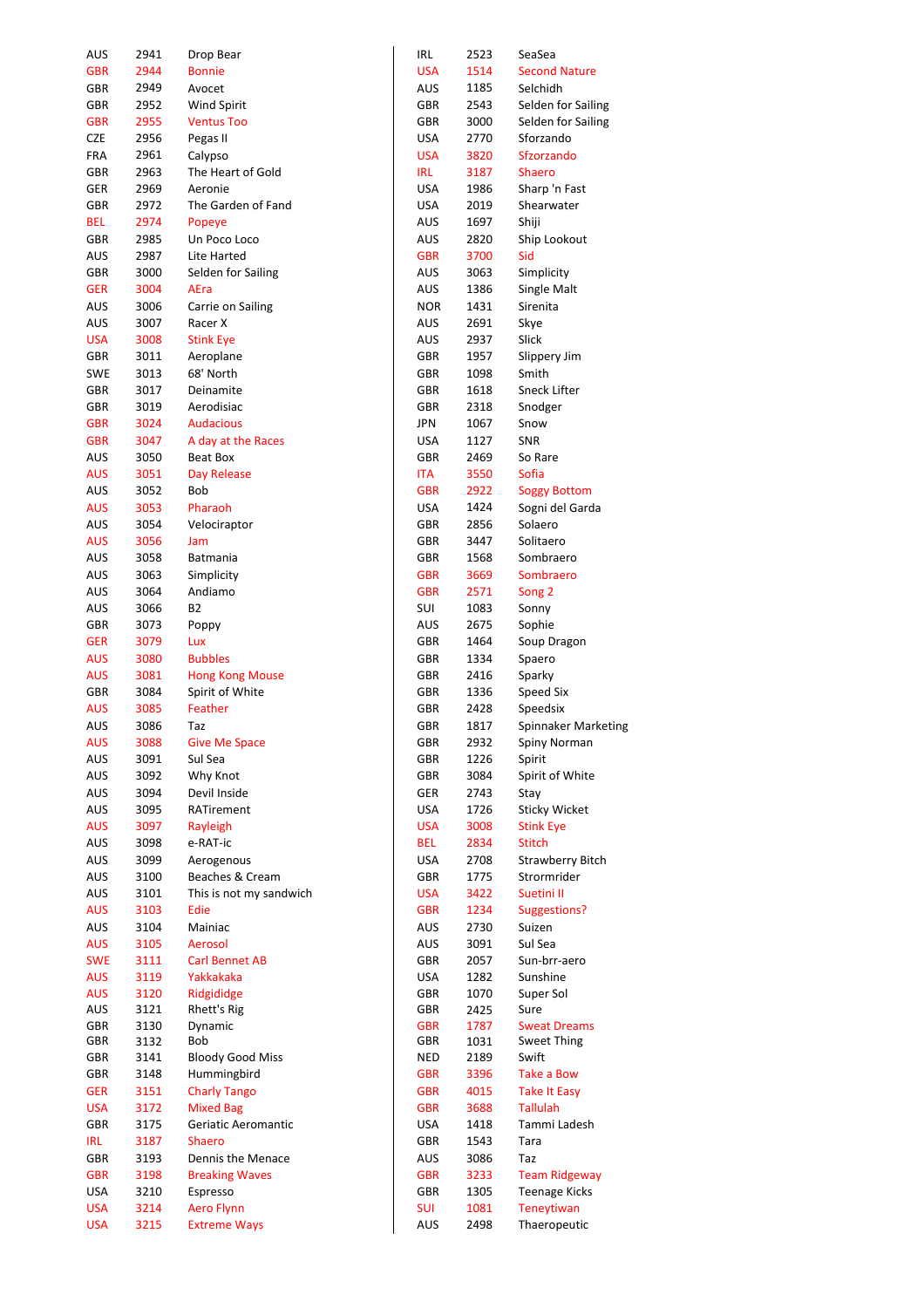| | | |
|---|---|---|
| AUS | 2941 | Drop Bear |
| GBR | 2944 | Bonnie |
| GBR | 2949 | Avocet |
| GBR | 2952 | Wind Spirit |
| GBR | 2955 | Ventus Too |
| CZE | 2956 | Pegas II |
| FRA | 2961 | Calypso |
| GBR | 2963 | The Heart of Gold |
| GER | 2969 | Aeronie |
| GBR | 2972 | The Garden of Fand |
| BEL | 2974 | Popeye |
| GBR | 2985 | Un Poco Loco |
| AUS | 2987 | Lite Harted |
| GBR | 3000 | Selden for Sailing |
| GER | 3004 | AEra |
| AUS | 3006 | Carrie on Sailing |
| AUS | 3007 | Racer X |
| USA | 3008 | Stink Eye |
| GBR | 3011 | Aeroplane |
| SWE | 3013 | 68' North |
| GBR | 3017 | Deinamite |
| GBR | 3019 | Aerodisiac |
| GBR | 3024 | Audacious |
| GBR | 3047 | A day at the Races |
| AUS | 3050 | Beat Box |
| AUS | 3051 | Day Release |
| AUS | 3052 | Bob |
| AUS | 3053 | Pharaoh |
| AUS | 3054 | Velociraptor |
| AUS | 3056 | Jam |
| AUS | 3058 | Batmania |
| AUS | 3063 | Simplicity |
| AUS | 3064 | Andiamo |
| AUS | 3066 | B2 |
| GBR | 3073 | Poppy |
| GER | 3079 | Lux |
| AUS | 3080 | Bubbles |
| AUS | 3081 | Hong Kong Mouse |
| GBR | 3084 | Spirit of White |
| AUS | 3085 | Feather |
| AUS | 3086 | Taz |
| AUS | 3088 | Give Me Space |
| AUS | 3091 | Sul Sea |
| AUS | 3092 | Why Knot |
| AUS | 3094 | Devil Inside |
| AUS | 3095 | RATirement |
| AUS | 3097 | Rayleigh |
| AUS | 3098 | e-RAT-ic |
| AUS | 3099 | Aerogenous |
| AUS | 3100 | Beaches & Cream |
| AUS | 3101 | This is not my sandwich |
| AUS | 3103 | Edie |
| AUS | 3104 | Mainiac |
| AUS | 3105 | Aerosol |
| SWE | 3111 | Carl Bennet AB |
| AUS | 3119 | Yakkakaka |
| AUS | 3120 | Ridgididge |
| AUS | 3121 | Rhett's Rig |
| GBR | 3130 | Dynamic |
| GBR | 3132 | Bob |
| GBR | 3141 | Bloody Good Miss |
| GBR | 3148 | Hummingbird |
| GER | 3151 | Charly Tango |
| USA | 3172 | Mixed Bag |
| GBR | 3175 | Geriatic Aeromantic |
| IRL | 3187 | Shaero |
| GBR | 3193 | Dennis the Menace |
| GBR | 3198 | Breaking Waves |
| USA | 3210 | Espresso |
| USA | 3214 | Aero Flynn |
| USA | 3215 | Extreme Ways |
| IRL | 2523 | SeaSea |
| USA | 1514 | Second Nature |
| AUS | 1185 | Selchidh |
| GBR | 2543 | Selden for Sailing |
| GBR | 3000 | Selden for Sailing |
| USA | 2770 | Sforzando |
| USA | 3820 | Sfzorzando |
| IRL | 3187 | Shaero |
| USA | 1986 | Sharp 'n Fast |
| USA | 2019 | Shearwater |
| AUS | 1697 | Shiji |
| AUS | 2820 | Ship Lookout |
| GBR | 3700 | Sid |
| AUS | 3063 | Simplicity |
| AUS | 1386 | Single Malt |
| NOR | 1431 | Sirenita |
| AUS | 2691 | Skye |
| AUS | 2937 | Slick |
| GBR | 1957 | Slippery Jim |
| GBR | 1098 | Smith |
| GBR | 1618 | Sneck Lifter |
| GBR | 2318 | Snodger |
| JPN | 1067 | Snow |
| USA | 1127 | SNR |
| GBR | 2469 | So Rare |
| ITA | 3550 | Sofia |
| GBR | 2922 | Soggy Bottom |
| USA | 1424 | Sogni del Garda |
| GBR | 2856 | Solaero |
| GBR | 3447 | Solitaero |
| GBR | 1568 | Sombraero |
| GBR | 3669 | Sombraero |
| GBR | 2571 | Song 2 |
| SUI | 1083 | Sonny |
| AUS | 2675 | Sophie |
| GBR | 1464 | Soup Dragon |
| GBR | 1334 | Spaero |
| GBR | 2416 | Sparky |
| GBR | 1336 | Speed Six |
| GBR | 2428 | Speedsix |
| GBR | 1817 | Spinnaker Marketing |
| GBR | 2932 | Spiny Norman |
| GBR | 1226 | Spirit |
| GBR | 3084 | Spirit of White |
| GER | 2743 | Stay |
| USA | 1726 | Sticky Wicket |
| USA | 3008 | Stink Eye |
| BEL | 2834 | Stitch |
| USA | 2708 | Strawberry Bitch |
| GBR | 1775 | Strormrider |
| USA | 3422 | Suetini II |
| GBR | 1234 | Suggestions? |
| AUS | 2730 | Suizen |
| AUS | 3091 | Sul Sea |
| GBR | 2057 | Sun-brr-aero |
| USA | 1282 | Sunshine |
| GBR | 1070 | Super Sol |
| GBR | 2425 | Sure |
| GBR | 1787 | Sweat Dreams |
| GBR | 1031 | Sweet Thing |
| NED | 2189 | Swift |
| GBR | 3396 | Take a Bow |
| GBR | 4015 | Take It Easy |
| GBR | 3688 | Tallulah |
| USA | 1418 | Tammi Ladesh |
| GBR | 1543 | Tara |
| AUS | 3086 | Taz |
| GBR | 3233 | Team Ridgeway |
| GBR | 1305 | Teenage Kicks |
| SUI | 1081 | Teneytiwan |
| AUS | 2498 | Thaeropeutic |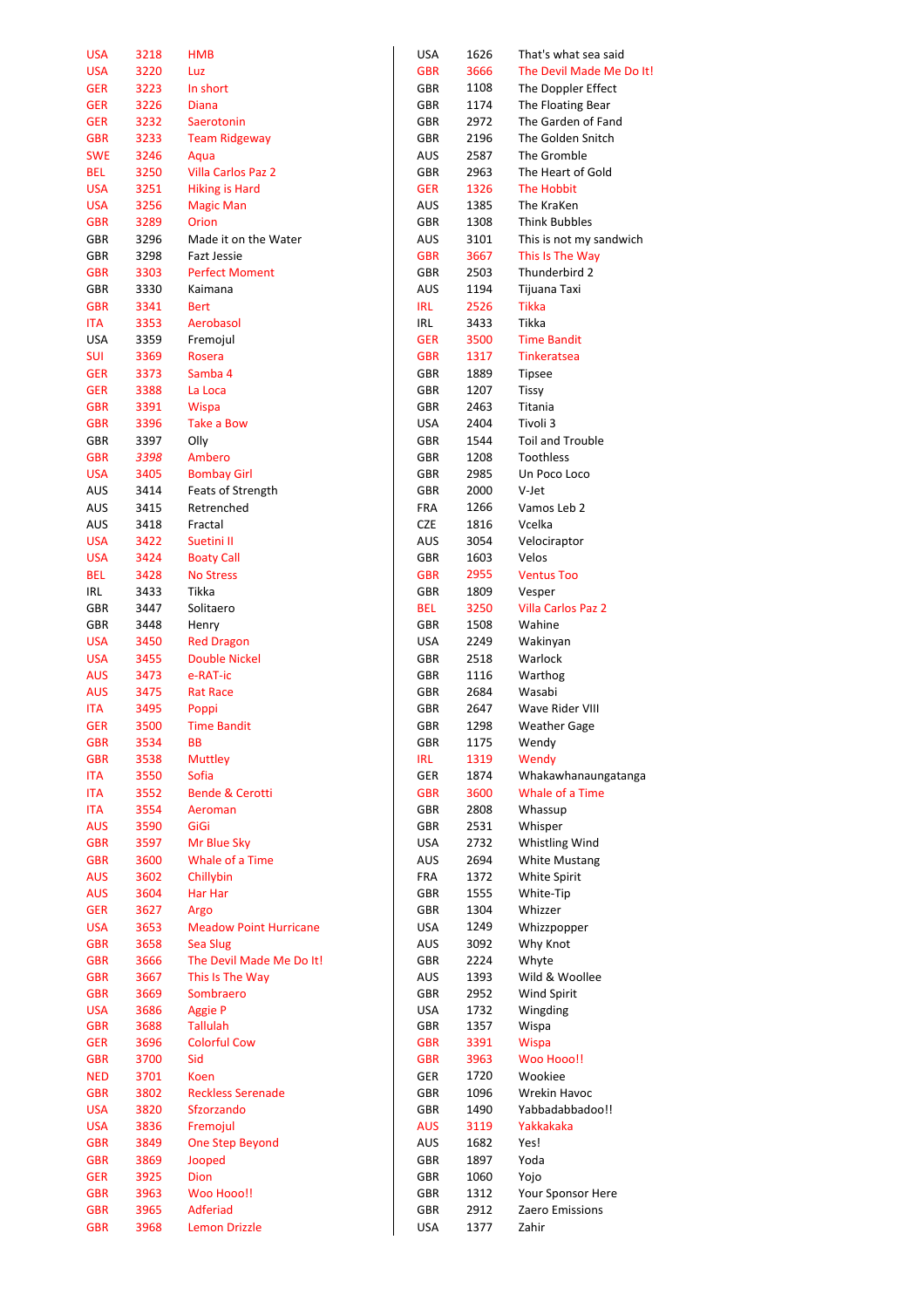| | | |
|---|---|---|
| USA | 3218 | HMB |
| USA | 3220 | Luz |
| GER | 3223 | In short |
| GER | 3226 | Diana |
| GER | 3232 | Saerotonin |
| GBR | 3233 | Team Ridgeway |
| SWE | 3246 | Aqua |
| BEL | 3250 | Villa Carlos Paz 2 |
| USA | 3251 | Hiking is Hard |
| USA | 3256 | Magic Man |
| GBR | 3289 | Orion |
| GBR | 3296 | Made it on the Water |
| GBR | 3298 | Fazt Jessie |
| GBR | 3303 | Perfect Moment |
| GBR | 3330 | Kaimana |
| GBR | 3341 | Bert |
| ITA | 3353 | Aerobasol |
| USA | 3359 | Fremojul |
| SUI | 3369 | Rosera |
| GER | 3373 | Samba 4 |
| GER | 3388 | La Loca |
| GBR | 3391 | Wispa |
| GBR | 3396 | Take a Bow |
| GBR | 3397 | Olly |
| GBR | *3398* | Ambero |
| USA | 3405 | Bombay Girl |
| AUS | 3414 | Feats of Strength |
| AUS | 3415 | Retrenched |
| AUS | 3418 | Fractal |
| USA | 3422 | Suetini II |
| USA | 3424 | Boaty Call |
| BEL | 3428 | No Stress |
| IRL | 3433 | Tikka |
| GBR | 3447 | Solitaero |
| GBR | 3448 | Henry |
| USA | 3450 | Red Dragon |
| USA | 3455 | Double Nickel |
| AUS | 3473 | e-RAT-ic |
| AUS | 3475 | Rat Race |
| ITA | 3495 | Poppi |
| GER | 3500 | Time Bandit |
| GBR | 3534 | BB |
| GBR | 3538 | Muttley |
| ITA | 3550 | Sofia |
| ITA | 3552 | Bende & Cerotti |
| ITA | 3554 | Aeroman |
| AUS | 3590 | GiGi |
| GBR | 3597 | Mr Blue Sky |
| GBR | 3600 | Whale of a Time |
| AUS | 3602 | Chillybin |
| AUS | 3604 | Har Har |
| GER | 3627 | Argo |
| USA | 3653 | Meadow Point Hurricane |
| GBR | 3658 | Sea Slug |
| GBR | 3666 | The Devil Made Me Do It! |
| GBR | 3667 | This Is The Way |
| GBR | 3669 | Sombraero |
| USA | 3686 | Aggie P |
| GBR | 3688 | Tallulah |
| GER | 3696 | Colorful Cow |
| GBR | 3700 | Sid |
| NED | 3701 | Koen |
| GBR | 3802 | Reckless Serenade |
| USA | 3820 | Sfzorzando |
| USA | 3836 | Fremojul |
| GBR | 3849 | One Step Beyond |
| GBR | 3869 | Jooped |
| GER | 3925 | Dion |
| GBR | 3963 | Woo Hooo!! |
| GBR | 3965 | Adferiad |
| GBR | 3968 | Lemon Drizzle |
| USA | 1626 | That's what sea said |
| GBR | 3666 | The Devil Made Me Do It! |
| GBR | 1108 | The Doppler Effect |
| GBR | 1174 | The Floating Bear |
| GBR | 2972 | The Garden of Fand |
| GBR | 2196 | The Golden Snitch |
| AUS | 2587 | The Gromble |
| GBR | 2963 | The Heart of Gold |
| GER | 1326 | The Hobbit |
| AUS | 1385 | The KraKen |
| GBR | 1308 | Think Bubbles |
| AUS | 3101 | This is not my sandwich |
| GBR | 3667 | This Is The Way |
| GBR | 2503 | Thunderbird 2 |
| AUS | 1194 | Tijuana Taxi |
| IRL | 2526 | Tikka |
| IRL | 3433 | Tikka |
| GER | 3500 | Time Bandit |
| GBR | 1317 | Tinkeratsea |
| GBR | 1889 | Tipsee |
| GBR | 1207 | Tissy |
| GBR | 2463 | Titania |
| USA | 2404 | Tivoli 3 |
| GBR | 1544 | Toil and Trouble |
| GBR | 1208 | Toothless |
| GBR | 2985 | Un Poco Loco |
| GBR | 2000 | V-Jet |
| FRA | 1266 | Vamos Leb 2 |
| CZE | 1816 | Vcelka |
| AUS | 3054 | Velociraptor |
| GBR | 1603 | Velos |
| GBR | 2955 | Ventus Too |
| GBR | 1809 | Vesper |
| BEL | 3250 | Villa Carlos Paz 2 |
| GBR | 1508 | Wahine |
| USA | 2249 | Wakinyan |
| GBR | 2518 | Warlock |
| GBR | 1116 | Warthog |
| GBR | 2684 | Wasabi |
| GBR | 2647 | Wave Rider VIII |
| GBR | 1298 | Weather Gage |
| GBR | 1175 | Wendy |
| IRL | 1319 | Wendy |
| GER | 1874 | Whakawhanaungatanga |
| GBR | 3600 | Whale of a Time |
| GBR | 2808 | Whassup |
| GBR | 2531 | Whisper |
| USA | 2732 | Whistling Wind |
| AUS | 2694 | White Mustang |
| FRA | 1372 | White Spirit |
| GBR | 1555 | White-Tip |
| GBR | 1304 | Whizzer |
| USA | 1249 | Whizzpopper |
| AUS | 3092 | Why Knot |
| GBR | 2224 | Whyte |
| AUS | 1393 | Wild & Woollee |
| GBR | 2952 | Wind Spirit |
| USA | 1732 | Wingding |
| GBR | 1357 | Wispa |
| GBR | 3391 | Wispa |
| GBR | 3963 | Woo Hooo!! |
| GER | 1720 | Wookiee |
| GBR | 1096 | Wrekin Havoc |
| GBR | 1490 | Yabbadabbadoo!! |
| AUS | 3119 | Yakkakaka |
| AUS | 1682 | Yes! |
| GBR | 1897 | Yoda |
| GBR | 1060 | Yojo |
| GBR | 1312 | Your Sponsor Here |
| GBR | 2912 | Zaero Emissions |
| USA | 1377 | Zahir |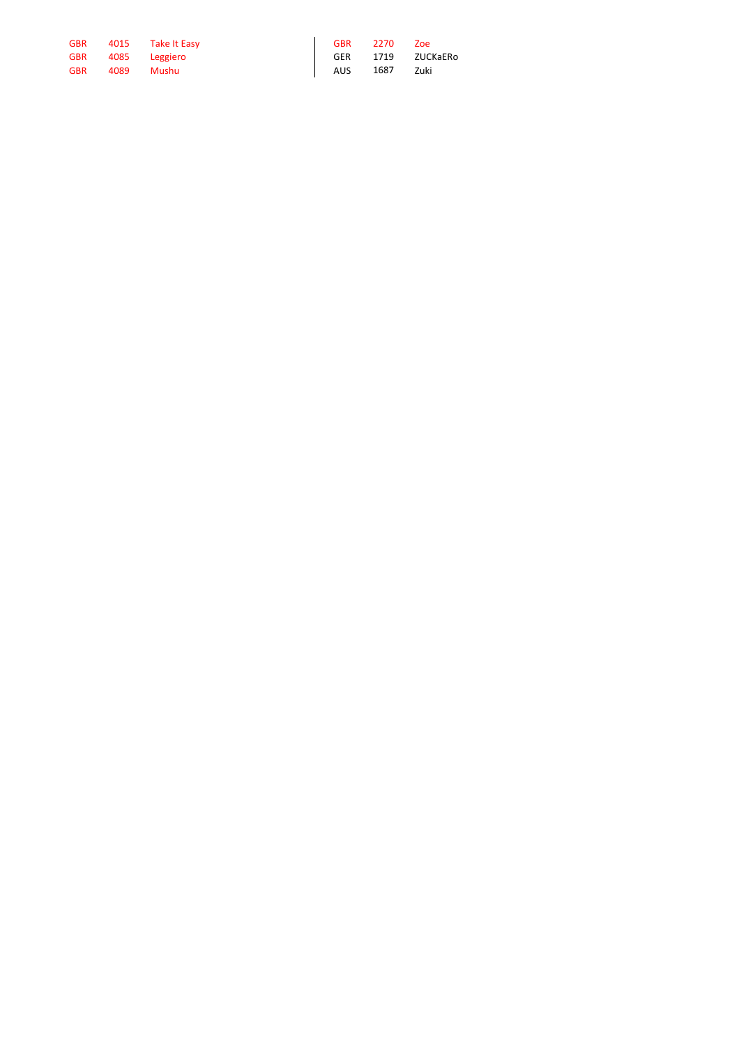| | | |
|---|---|---|
| GBR | 4015 | Take It Easy |
| GBR | 4085 | Leggiero |
| GBR | 4089 | Mushu |
| GBR | 2270 | Zoe |
| GER | 1719 | ZUCKaERo |
| AUS | 1687 | Zuki |